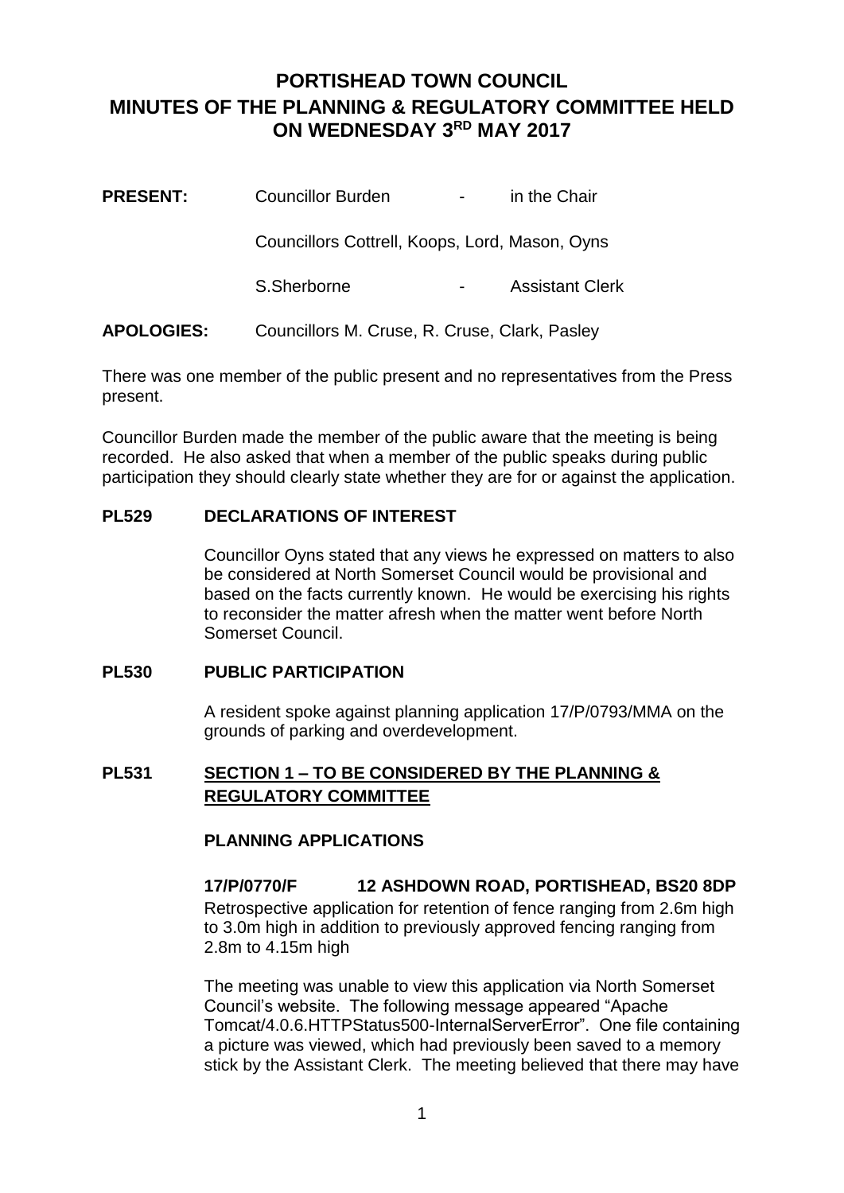# PORTISHEAD TOWN COUNCIL
# MINUTES OF THE PLANNING & REGULATORY COMMITTEE HELD ON WEDNESDAY 3RD MAY 2017

| | | | |
|---|---|---|---|
| **PRESENT:** | Councillor Burden | - | in the Chair |
| | Councillors Cottrell, Koops, Lord, Mason, Oyns | | |
| | S.Sherborne | - | Assistant Clerk |
| **APOLOGIES:** | Councillors M. Cruse, R. Cruse, Clark, Pasley | | |

There was one member of the public present and no representatives from the Press present.

Councillor Burden made the member of the public aware that the meeting is being recorded. He also asked that when a member of the public speaks during public participation they should clearly state whether they are for or against the application.

**PL529 DECLARATIONS OF INTEREST**

Councillor Oyns stated that any views he expressed on matters to also be considered at North Somerset Council would be provisional and based on the facts currently known. He would be exercising his rights to reconsider the matter afresh when the matter went before North Somerset Council.

**PL530 PUBLIC PARTICIPATION**

A resident spoke against planning application 17/P/0793/MMA on the grounds of parking and overdevelopment.

**PL531 SECTION 1 – TO BE CONSIDERED BY THE PLANNING & REGULATORY COMMITTEE**

**PLANNING APPLICATIONS**

**17/P/0770/F 12 ASHDOWN ROAD, PORTISHEAD, BS20 8DP**

Retrospective application for retention of fence ranging from 2.6m high to 3.0m high in addition to previously approved fencing ranging from 2.8m to 4.15m high

The meeting was unable to view this application via North Somerset Council's website. The following message appeared "Apache Tomcat/4.0.6.HTTPStatus500-InternalServerError". One file containing a picture was viewed, which had previously been saved to a memory stick by the Assistant Clerk. The meeting believed that there may have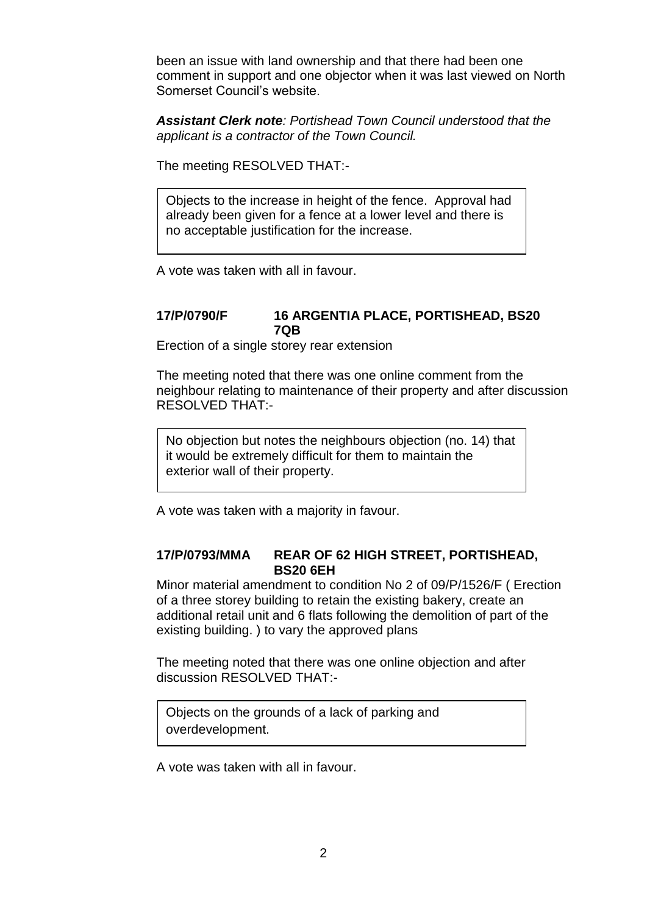been an issue with land ownership and that there had been one comment in support and one objector when it was last viewed on North Somerset Council's website.

***Assistant Clerk note**: Portishead Town Council understood that the applicant is a contractor of the Town Council.*

The meeting RESOLVED THAT:-

> Objects to the increase in height of the fence. Approval had already been given for a fence at a lower level and there is no acceptable justification for the increase.

A vote was taken with all in favour.

**17/P/0790/F 16 ARGENTIA PLACE, PORTISHEAD, BS20 7QB**

Erection of a single storey rear extension

The meeting noted that there was one online comment from the neighbour relating to maintenance of their property and after discussion RESOLVED THAT:-

> No objection but notes the neighbours objection (no. 14) that it would be extremely difficult for them to maintain the exterior wall of their property.

A vote was taken with a majority in favour.

**17/P/0793/MMA REAR OF 62 HIGH STREET, PORTISHEAD, BS20 6EH**

Minor material amendment to condition No 2 of 09/P/1526/F ( Erection of a three storey building to retain the existing bakery, create an additional retail unit and 6 flats following the demolition of part of the existing building. ) to vary the approved plans

The meeting noted that there was one online objection and after discussion RESOLVED THAT:-

> Objects on the grounds of a lack of parking and overdevelopment.

A vote was taken with all in favour.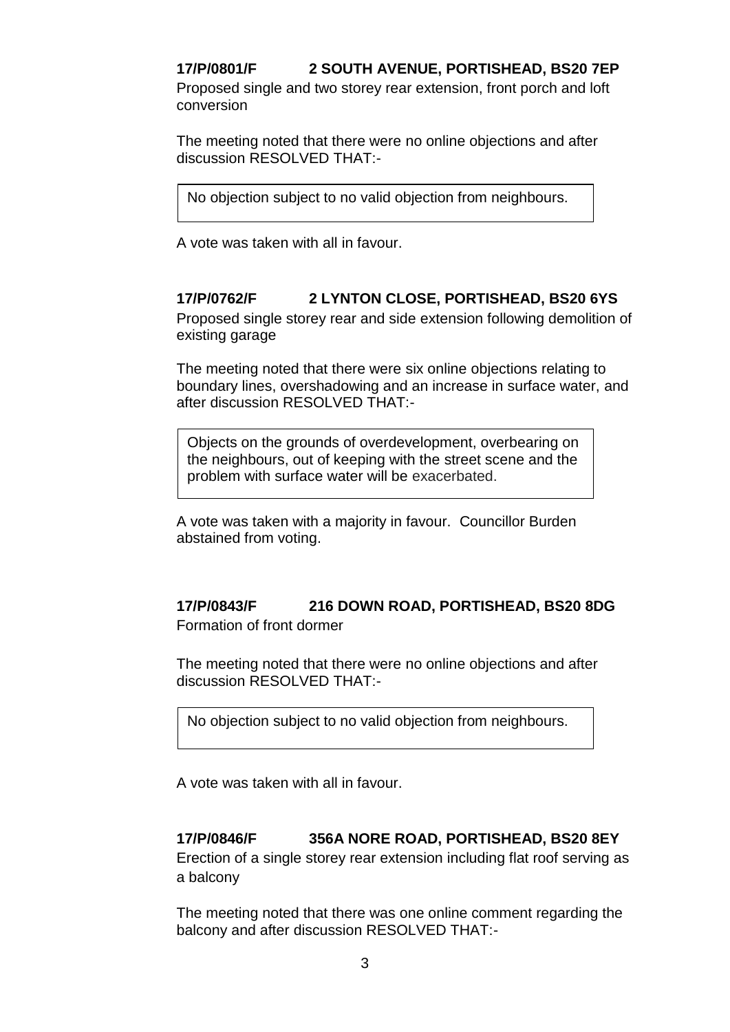**17/P/0801/F 2 SOUTH AVENUE, PORTISHEAD, BS20 7EP**

Proposed single and two storey rear extension, front porch and loft conversion

The meeting noted that there were no online objections and after discussion RESOLVED THAT:-

No objection subject to no valid objection from neighbours.

A vote was taken with all in favour.

**17/P/0762/F 2 LYNTON CLOSE, PORTISHEAD, BS20 6YS**

Proposed single storey rear and side extension following demolition of existing garage

The meeting noted that there were six online objections relating to boundary lines, overshadowing and an increase in surface water, and after discussion RESOLVED THAT:-

Objects on the grounds of overdevelopment, overbearing on the neighbours, out of keeping with the street scene and the problem with surface water will be exacerbated.

A vote was taken with a majority in favour. Councillor Burden abstained from voting.

**17/P/0843/F 216 DOWN ROAD, PORTISHEAD, BS20 8DG**

Formation of front dormer

The meeting noted that there were no online objections and after discussion RESOLVED THAT:-

No objection subject to no valid objection from neighbours.

A vote was taken with all in favour.

**17/P/0846/F 356A NORE ROAD, PORTISHEAD, BS20 8EY**

Erection of a single storey rear extension including flat roof serving as a balcony

The meeting noted that there was one online comment regarding the balcony and after discussion RESOLVED THAT:-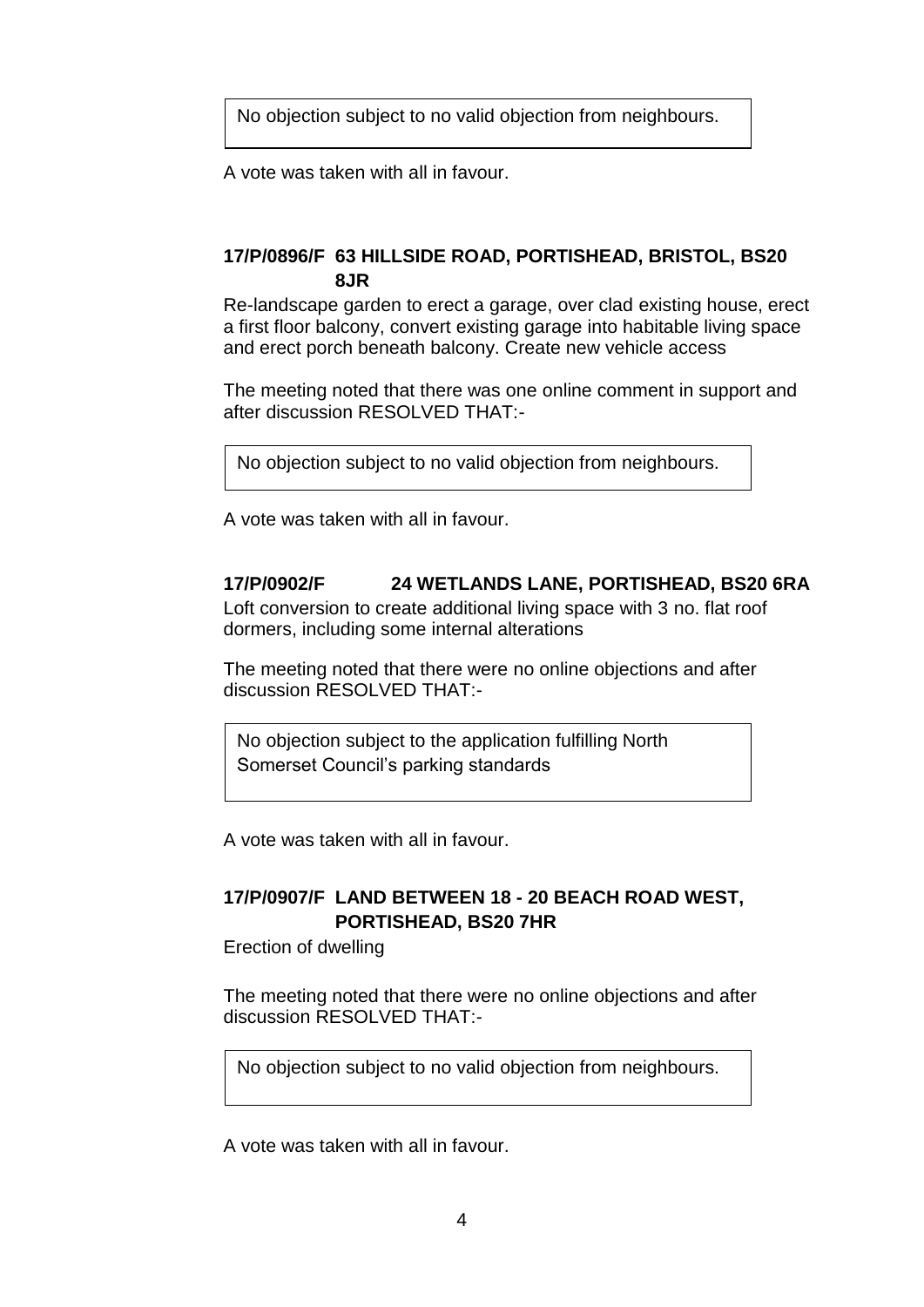No objection subject to no valid objection from neighbours.

A vote was taken with all in favour.

**17/P/0896/F 63 HILLSIDE ROAD, PORTISHEAD, BRISTOL, BS20 8JR**

Re-landscape garden to erect a garage, over clad existing house, erect a first floor balcony, convert existing garage into habitable living space and erect porch beneath balcony. Create new vehicle access

The meeting noted that there was one online comment in support and after discussion RESOLVED THAT:-

No objection subject to no valid objection from neighbours.

A vote was taken with all in favour.

**17/P/0902/F 24 WETLANDS LANE, PORTISHEAD, BS20 6RA**

Loft conversion to create additional living space with 3 no. flat roof dormers, including some internal alterations

The meeting noted that there were no online objections and after discussion RESOLVED THAT:-

No objection subject to the application fulfilling North Somerset Council's parking standards

A vote was taken with all in favour.

**17/P/0907/F LAND BETWEEN 18 - 20 BEACH ROAD WEST, PORTISHEAD, BS20 7HR**

Erection of dwelling

The meeting noted that there were no online objections and after discussion RESOLVED THAT:-

No objection subject to no valid objection from neighbours.

A vote was taken with all in favour.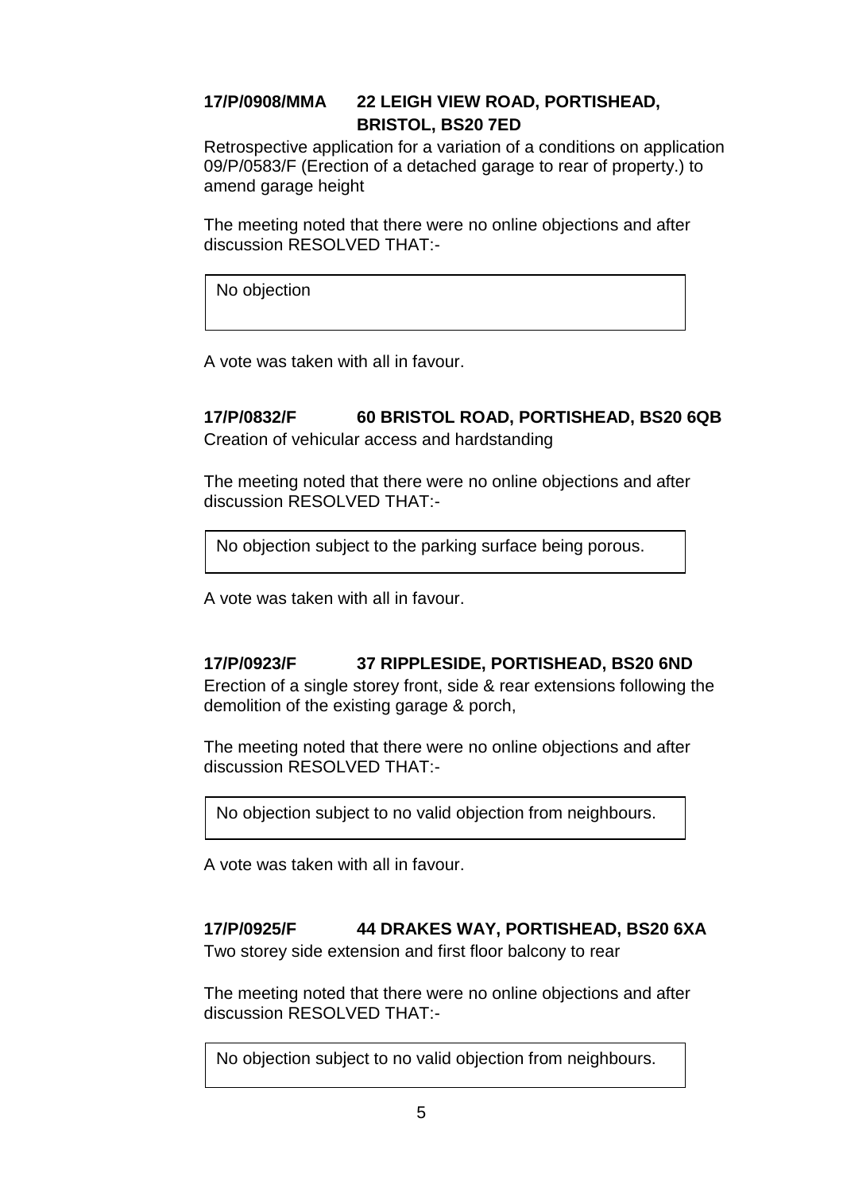**17/P/0908/MMA 22 LEIGH VIEW ROAD, PORTISHEAD, BRISTOL, BS20 7ED**

Retrospective application for a variation of a conditions on application 09/P/0583/F (Erection of a detached garage to rear of property.) to amend garage height

The meeting noted that there were no online objections and after discussion RESOLVED THAT:-

| No objection |
|---|

A vote was taken with all in favour.

**17/P/0832/F 60 BRISTOL ROAD, PORTISHEAD, BS20 6QB**

Creation of vehicular access and hardstanding

The meeting noted that there were no online objections and after discussion RESOLVED THAT:-

| No objection subject to the parking surface being porous. |
|---|

A vote was taken with all in favour.

**17/P/0923/F 37 RIPPLESIDE, PORTISHEAD, BS20 6ND**

Erection of a single storey front, side & rear extensions following the demolition of the existing garage & porch,

The meeting noted that there were no online objections and after discussion RESOLVED THAT:-

| No objection subject to no valid objection from neighbours. |
|---|

A vote was taken with all in favour.

**17/P/0925/F 44 DRAKES WAY, PORTISHEAD, BS20 6XA**

Two storey side extension and first floor balcony to rear

The meeting noted that there were no online objections and after discussion RESOLVED THAT:-

| No objection subject to no valid objection from neighbours. |
|---|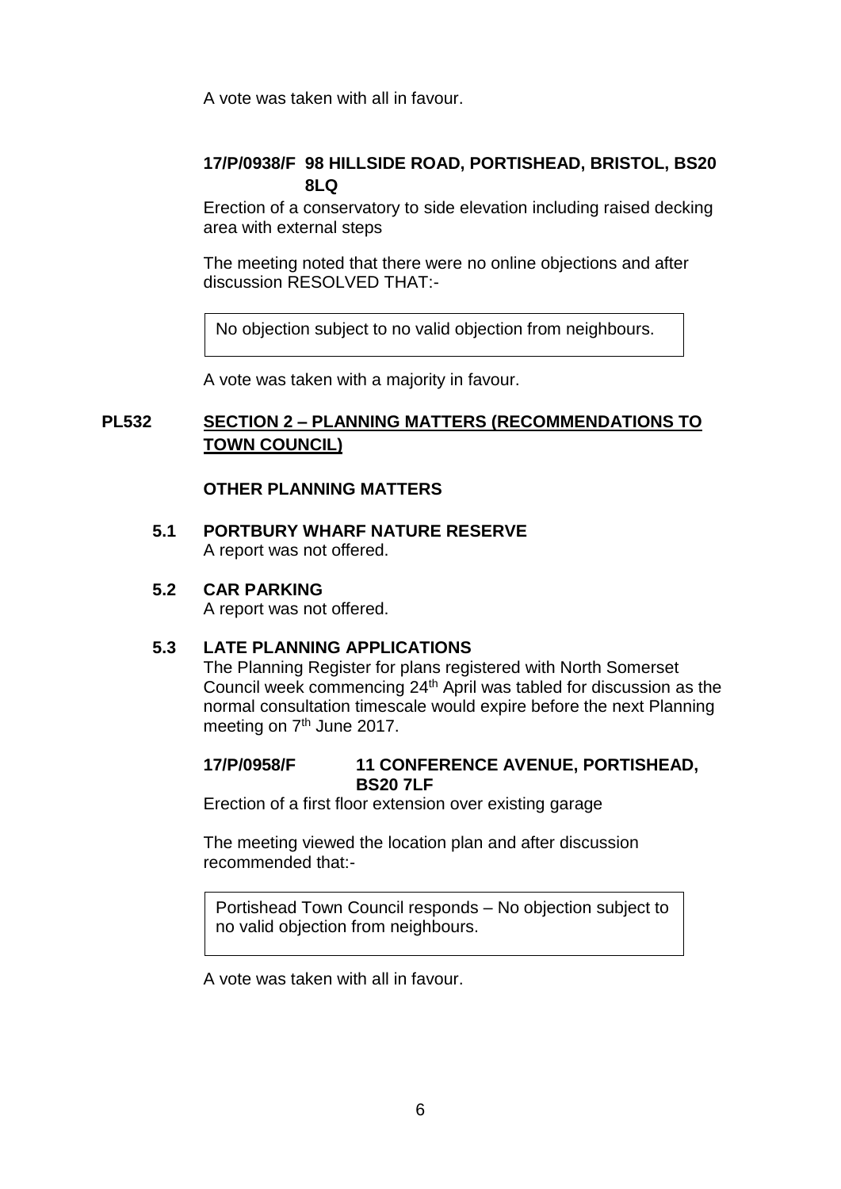A vote was taken with all in favour.

**17/P/0938/F 98 HILLSIDE ROAD, PORTISHEAD, BRISTOL, BS20 8LQ**

Erection of a conservatory to side elevation including raised decking area with external steps

The meeting noted that there were no online objections and after discussion RESOLVED THAT:-

> No objection subject to no valid objection from neighbours.

A vote was taken with a majority in favour.

## PL532 SECTION 2 – PLANNING MATTERS (RECOMMENDATIONS TO TOWN COUNCIL)

### OTHER PLANNING MATTERS

**5.1 PORTBURY WHARF NATURE RESERVE**

A report was not offered.

**5.2 CAR PARKING**

A report was not offered.

**5.3 LATE PLANNING APPLICATIONS**

The Planning Register for plans registered with North Somerset Council week commencing 24th April was tabled for discussion as the normal consultation timescale would expire before the next Planning meeting on 7th June 2017.

**17/P/0958/F 11 CONFERENCE AVENUE, PORTISHEAD, BS20 7LF**

Erection of a first floor extension over existing garage

The meeting viewed the location plan and after discussion recommended that:-

> Portishead Town Council responds – No objection subject to no valid objection from neighbours.

A vote was taken with all in favour.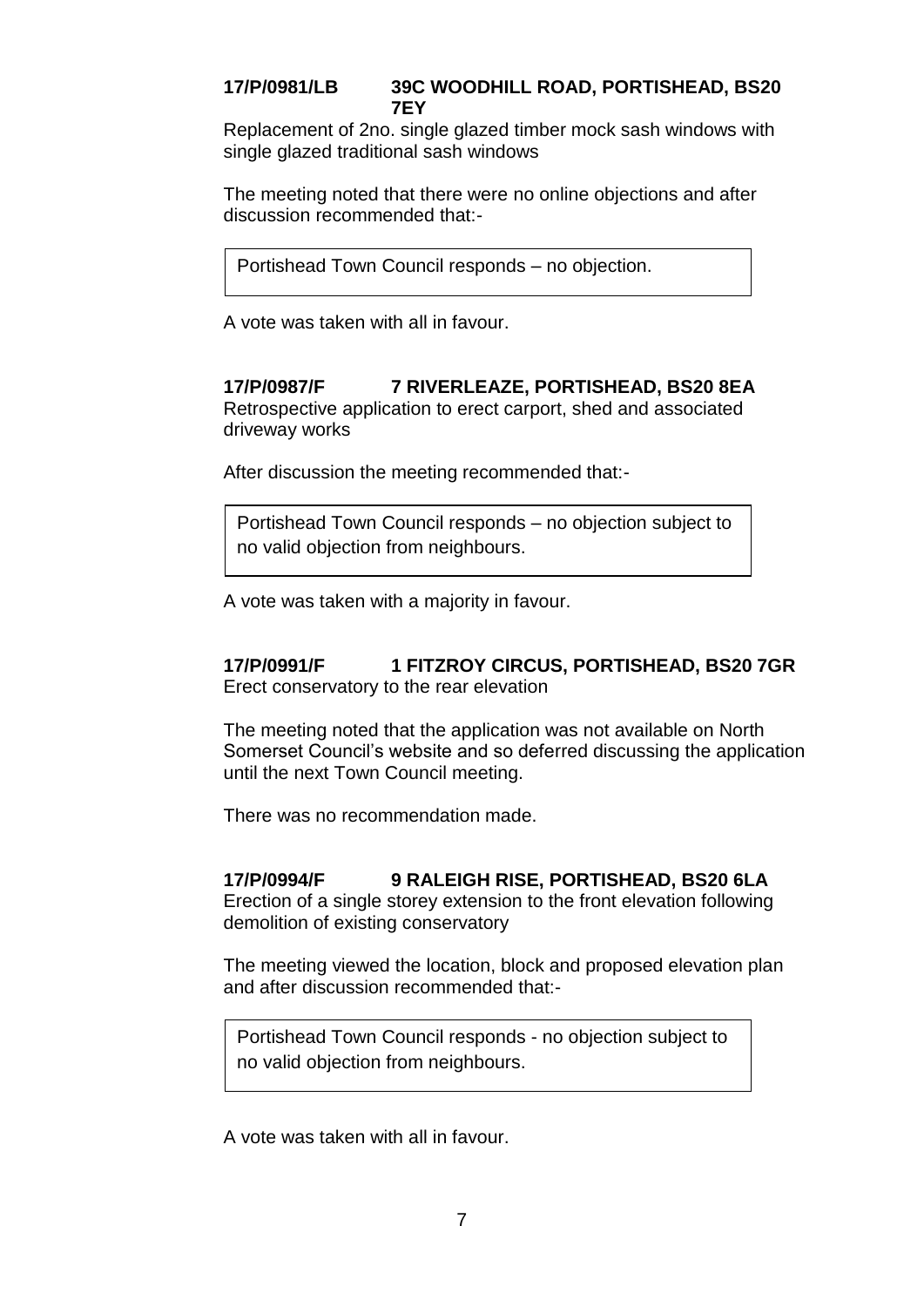**17/P/0981/LB 39C WOODHILL ROAD, PORTISHEAD, BS20 7EY**

Replacement of 2no. single glazed timber mock sash windows with single glazed traditional sash windows

The meeting noted that there were no online objections and after discussion recommended that:-

> Portishead Town Council responds – no objection.

A vote was taken with all in favour.

**17/P/0987/F 7 RIVERLEAZE, PORTISHEAD, BS20 8EA**

Retrospective application to erect carport, shed and associated driveway works

After discussion the meeting recommended that:-

> Portishead Town Council responds – no objection subject to no valid objection from neighbours.

A vote was taken with a majority in favour.

**17/P/0991/F 1 FITZROY CIRCUS, PORTISHEAD, BS20 7GR**

Erect conservatory to the rear elevation

The meeting noted that the application was not available on North Somerset Council's website and so deferred discussing the application until the next Town Council meeting.

There was no recommendation made.

**17/P/0994/F 9 RALEIGH RISE, PORTISHEAD, BS20 6LA**

Erection of a single storey extension to the front elevation following demolition of existing conservatory

The meeting viewed the location, block and proposed elevation plan and after discussion recommended that:-

> Portishead Town Council responds - no objection subject to no valid objection from neighbours.

A vote was taken with all in favour.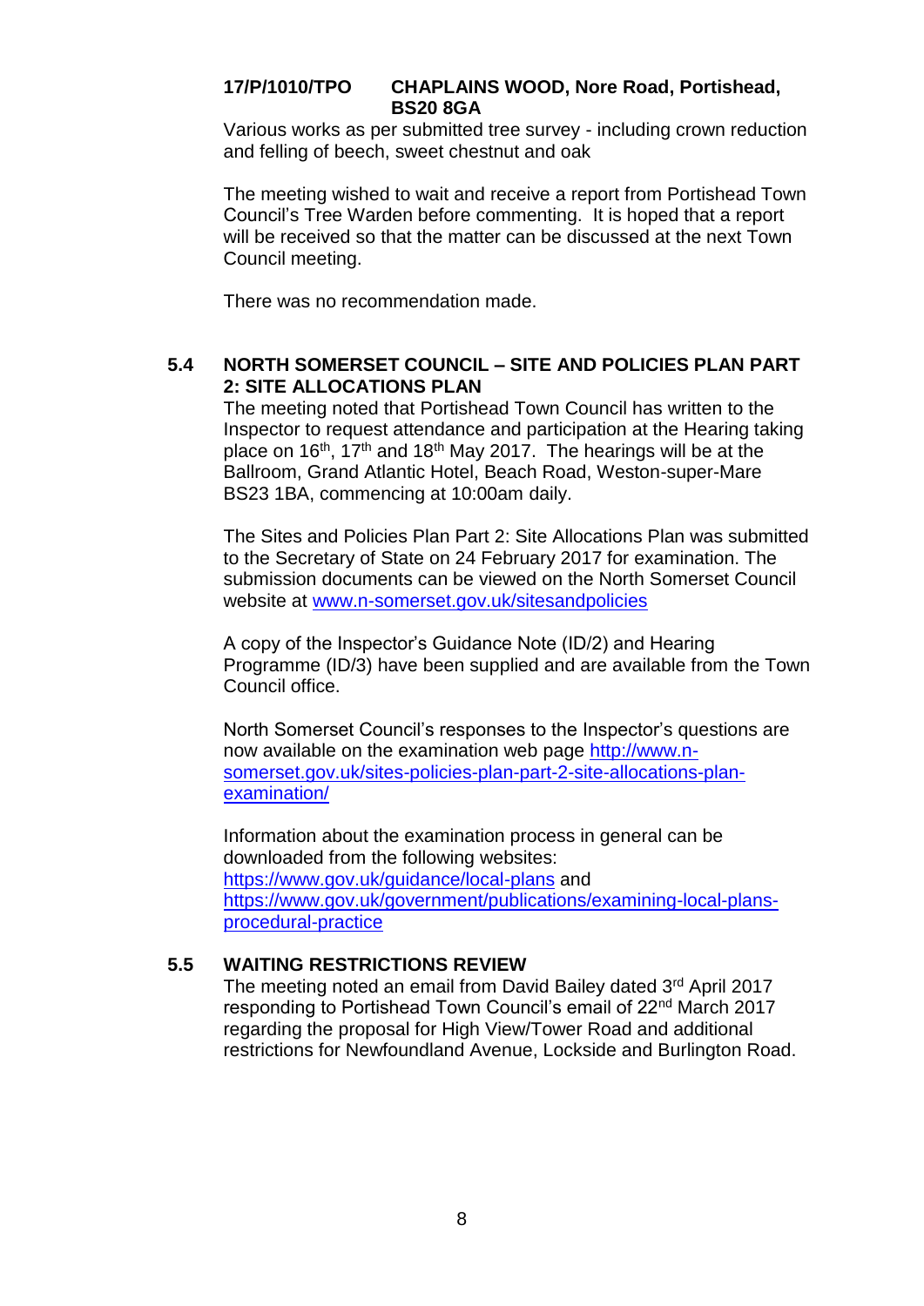**17/P/1010/TPO CHAPLAINS WOOD, Nore Road, Portishead, BS20 8GA**

Various works as per submitted tree survey - including crown reduction and felling of beech, sweet chestnut and oak

The meeting wished to wait and receive a report from Portishead Town Council's Tree Warden before commenting. It is hoped that a report will be received so that the matter can be discussed at the next Town Council meeting.

There was no recommendation made.

### 5.4 NORTH SOMERSET COUNCIL – SITE AND POLICIES PLAN PART 2: SITE ALLOCATIONS PLAN

The meeting noted that Portishead Town Council has written to the Inspector to request attendance and participation at the Hearing taking place on 16th, 17th and 18th May 2017. The hearings will be at the Ballroom, Grand Atlantic Hotel, Beach Road, Weston-super-Mare BS23 1BA, commencing at 10:00am daily.

The Sites and Policies Plan Part 2: Site Allocations Plan was submitted to the Secretary of State on 24 February 2017 for examination. The submission documents can be viewed on the North Somerset Council website at www.n-somerset.gov.uk/sitesandpolicies

A copy of the Inspector's Guidance Note (ID/2) and Hearing Programme (ID/3) have been supplied and are available from the Town Council office.

North Somerset Council's responses to the Inspector's questions are now available on the examination web page http://www.n-somerset.gov.uk/sites-policies-plan-part-2-site-allocations-plan-examination/

Information about the examination process in general can be downloaded from the following websites:
https://www.gov.uk/guidance/local-plans and
https://www.gov.uk/government/publications/examining-local-plans-procedural-practice

### 5.5 WAITING RESTRICTIONS REVIEW

The meeting noted an email from David Bailey dated 3rd April 2017 responding to Portishead Town Council's email of 22nd March 2017 regarding the proposal for High View/Tower Road and additional restrictions for Newfoundland Avenue, Lockside and Burlington Road.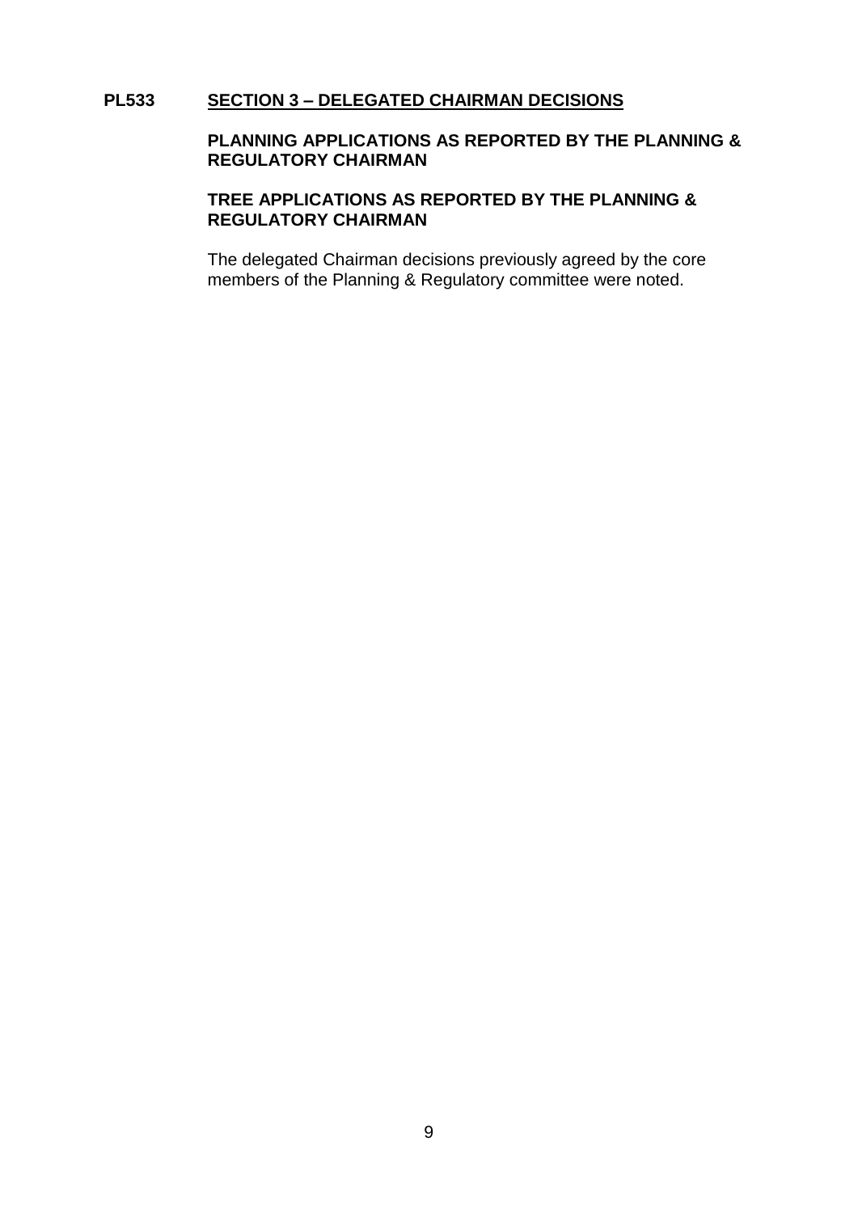**PL533 SECTION 3 – DELEGATED CHAIRMAN DECISIONS**

**PLANNING APPLICATIONS AS REPORTED BY THE PLANNING & REGULATORY CHAIRMAN**

**TREE APPLICATIONS AS REPORTED BY THE PLANNING & REGULATORY CHAIRMAN**

The delegated Chairman decisions previously agreed by the core members of the Planning & Regulatory committee were noted.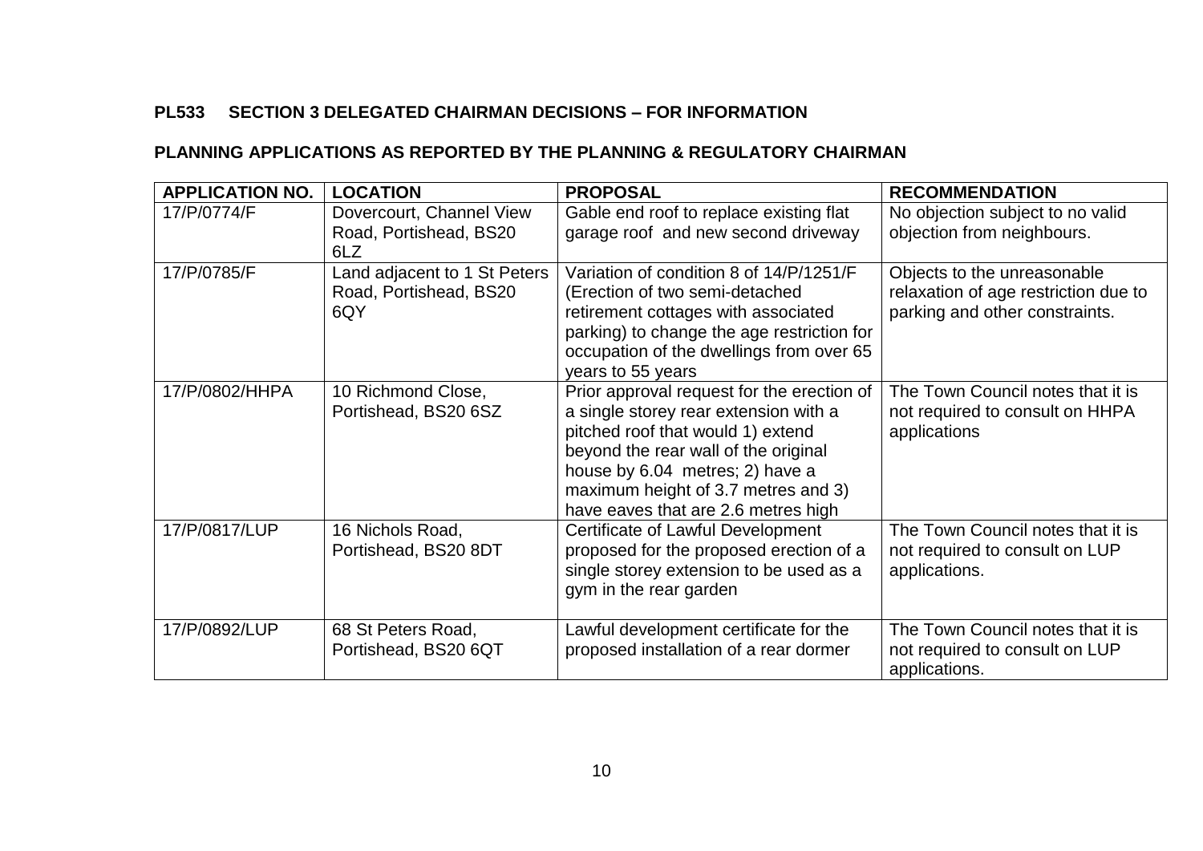**PL533 SECTION 3 DELEGATED CHAIRMAN DECISIONS – FOR INFORMATION**

**PLANNING APPLICATIONS AS REPORTED BY THE PLANNING & REGULATORY CHAIRMAN**

| APPLICATION NO. | LOCATION | PROPOSAL | RECOMMENDATION |
|---|---|---|---|
| 17/P/0774/F | Dovercourt, Channel View Road, Portishead, BS20 6LZ | Gable end roof to replace existing flat garage roof and new second driveway | No objection subject to no valid objection from neighbours. |
| 17/P/0785/F | Land adjacent to 1 St Peters Road, Portishead, BS20 6QY | Variation of condition 8 of 14/P/1251/F (Erection of two semi-detached retirement cottages with associated parking) to change the age restriction for occupation of the dwellings from over 65 years to 55 years | Objects to the unreasonable relaxation of age restriction due to parking and other constraints. |
| 17/P/0802/HHPA | 10 Richmond Close, Portishead, BS20 6SZ | Prior approval request for the erection of a single storey rear extension with a pitched roof that would 1) extend beyond the rear wall of the original house by 6.04 metres; 2) have a maximum height of 3.7 metres and 3) have eaves that are 2.6 metres high | The Town Council notes that it is not required to consult on HHPA applications |
| 17/P/0817/LUP | 16 Nichols Road, Portishead, BS20 8DT | Certificate of Lawful Development proposed for the proposed erection of a single storey extension to be used as a gym in the rear garden | The Town Council notes that it is not required to consult on LUP applications. |
| 17/P/0892/LUP | 68 St Peters Road, Portishead, BS20 6QT | Lawful development certificate for the proposed installation of a rear dormer | The Town Council notes that it is not required to consult on LUP applications. |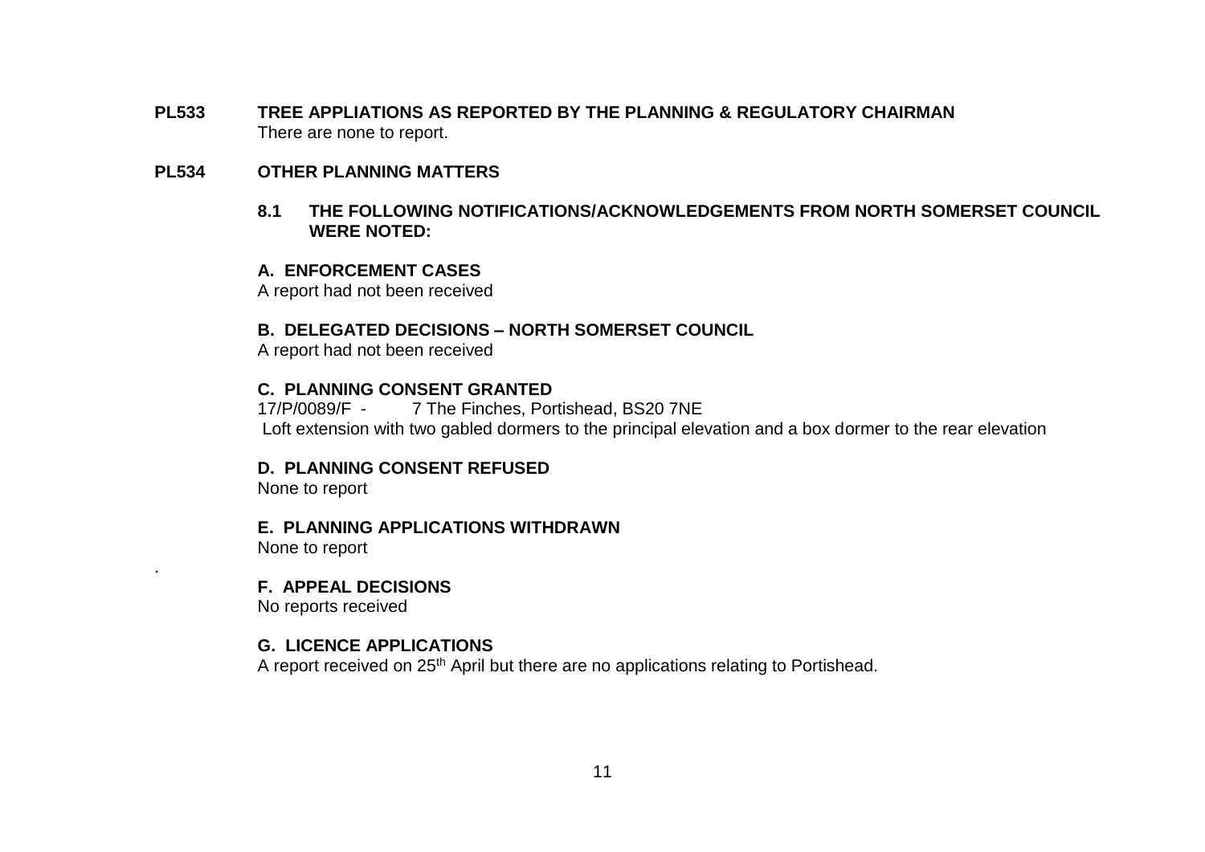**PL533 TREE APPLIATIONS AS REPORTED BY THE PLANNING & REGULATORY CHAIRMAN**

There are none to report.

**PL534 OTHER PLANNING MATTERS**

**8.1 THE FOLLOWING NOTIFICATIONS/ACKNOWLEDGEMENTS FROM NORTH SOMERSET COUNCIL WERE NOTED:**

**A. ENFORCEMENT CASES**

A report had not been received

**B. DELEGATED DECISIONS – NORTH SOMERSET COUNCIL**

A report had not been received

**C. PLANNING CONSENT GRANTED**

17/P/0089/F - 7 The Finches, Portishead, BS20 7NE

Loft extension with two gabled dormers to the principal elevation and a box dormer to the rear elevation

**D. PLANNING CONSENT REFUSED**

None to report

**E. PLANNING APPLICATIONS WITHDRAWN**

None to report

**F. APPEAL DECISIONS**

No reports received

**G. LICENCE APPLICATIONS**

A report received on 25th April but there are no applications relating to Portishead.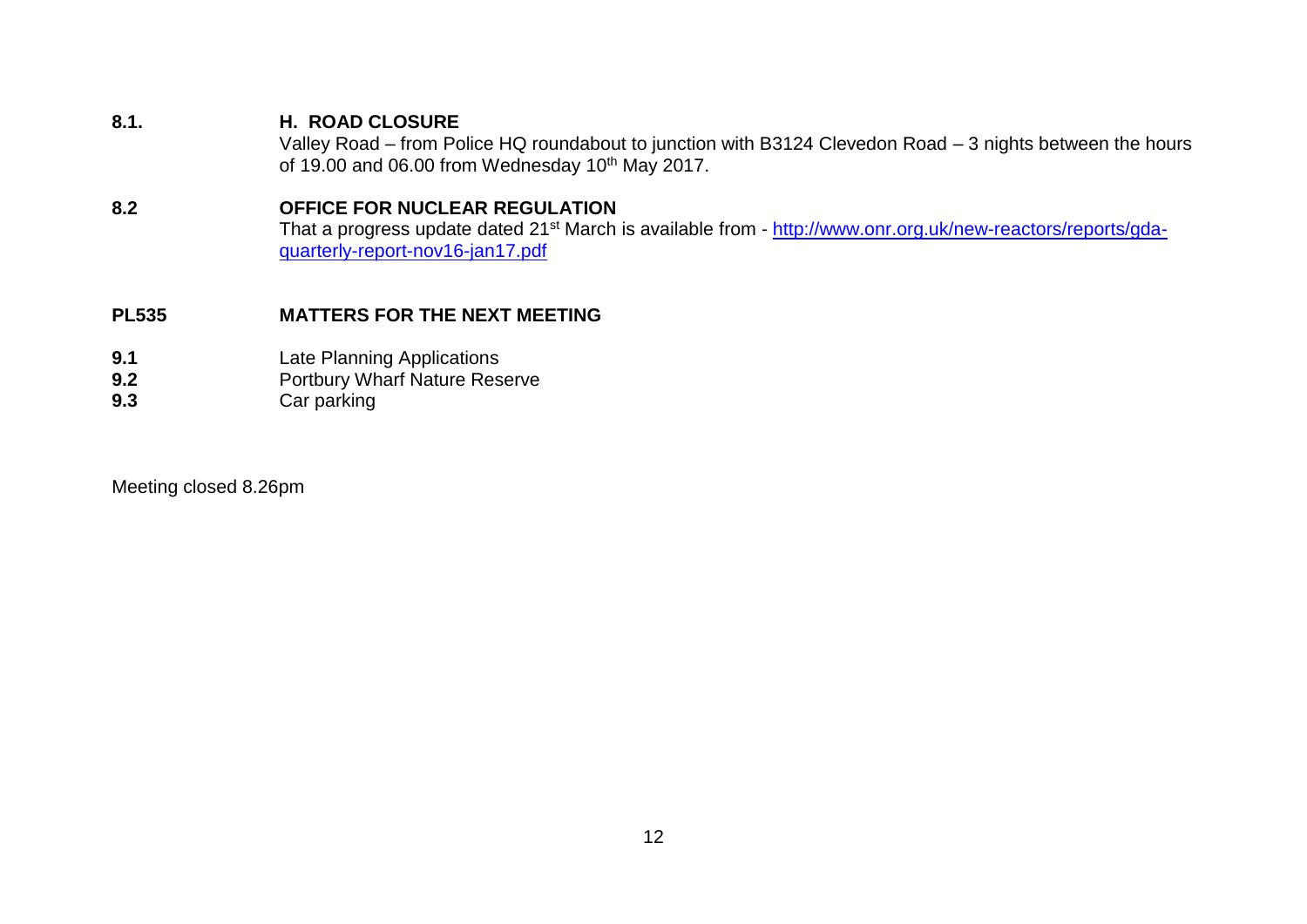**8.1.** **H. ROAD CLOSURE**

Valley Road – from Police HQ roundabout to junction with B3124 Clevedon Road – 3 nights between the hours of 19.00 and 06.00 from Wednesday 10th May 2017.

**8.2** **OFFICE FOR NUCLEAR REGULATION**

That a progress update dated 21st March is available from - [http://www.onr.org.uk/new-reactors/reports/gda-quarterly-report-nov16-jan17.pdf](http://www.onr.org.uk/new-reactors/reports/gda-quarterly-report-nov16-jan17.pdf)

**PL535** **MATTERS FOR THE NEXT MEETING**

**9.1** Late Planning Applications
**9.2** Portbury Wharf Nature Reserve
**9.3** Car parking

Meeting closed 8.26pm